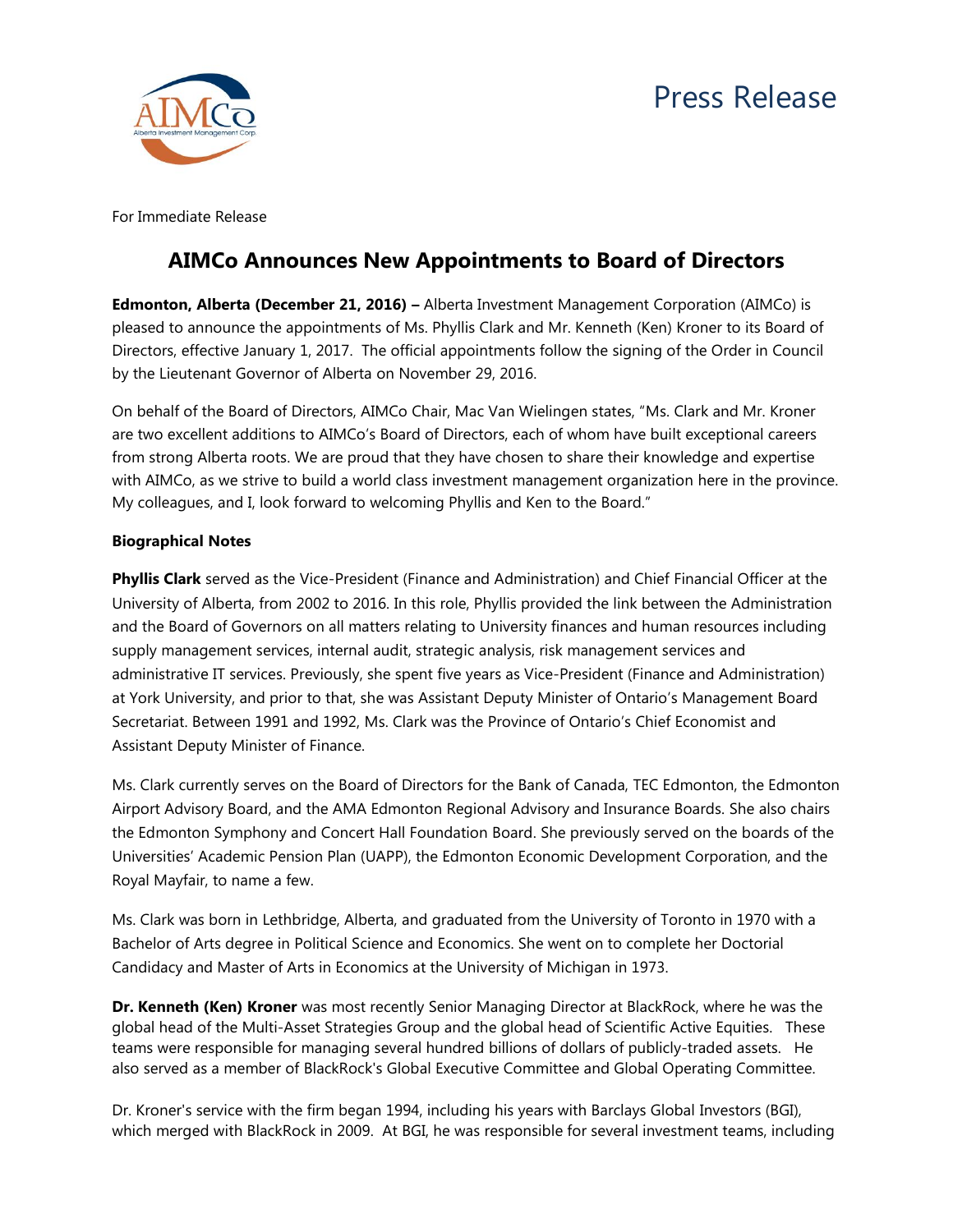Press Release

For Immediate Release

# AIMCo Announces New Appointments to Board of Directors

**Edmonton, Alberta (December 21, 2016) –** Alberta Investment Management Corporation (AIMCo) is pleased to announce the appointments of Ms. Phyllis Clark and Mr. Kenneth (Ken) Kroner to its Board of Directors, effective January 1, 2017. The official appointments follow the signing of the Order in Council by the Lieutenant Governor of Alberta on November 29, 2016.

On behalf of the Board of Directors, AIMCo Chair, Mac Van Wielingen states, "Ms. Clark and Mr. Kroner are two excellent additions to AIMCo's Board of Directors, each of whom have built exceptional careers from strong Alberta roots. We are proud that they have chosen to share their knowledge and expertise with AIMCo, as we strive to build a world class investment management organization here in the province. My colleagues, and I, look forward to welcoming Phyllis and Ken to the Board."

**Biographical Notes**

**Phyllis Clark** served as the Vice-President (Finance and Administration) and Chief Financial Officer at the University of Alberta, from 2002 to 2016. In this role, Phyllis provided the link between the Administration and the Board of Governors on all matters relating to University finances and human resources including supply management services, internal audit, strategic analysis, risk management services and administrative IT services. Previously, she spent five years as Vice-President (Finance and Administration) at York University, and prior to that, she was Assistant Deputy Minister of Ontario's Management Board Secretariat. Between 1991 and 1992, Ms. Clark was the Province of Ontario's Chief Economist and Assistant Deputy Minister of Finance.

Ms. Clark currently serves on the Board of Directors for the Bank of Canada, TEC Edmonton, the Edmonton Airport Advisory Board, and the AMA Edmonton Regional Advisory and Insurance Boards. She also chairs the Edmonton Symphony and Concert Hall Foundation Board. She previously served on the boards of the Universities' Academic Pension Plan (UAPP), the Edmonton Economic Development Corporation, and the Royal Mayfair, to name a few.

Ms. Clark was born in Lethbridge, Alberta, and graduated from the University of Toronto in 1970 with a Bachelor of Arts degree in Political Science and Economics. She went on to complete her Doctorial Candidacy and Master of Arts in Economics at the University of Michigan in 1973.

**Dr. Kenneth (Ken) Kroner** was most recently Senior Managing Director at BlackRock, where he was the global head of the Multi-Asset Strategies Group and the global head of Scientific Active Equities. These teams were responsible for managing several hundred billions of dollars of publicly-traded assets. He also served as a member of BlackRock's Global Executive Committee and Global Operating Committee.

Dr. Kroner's service with the firm began 1994, including his years with Barclays Global Investors (BGI), which merged with BlackRock in 2009. At BGI, he was responsible for several investment teams, including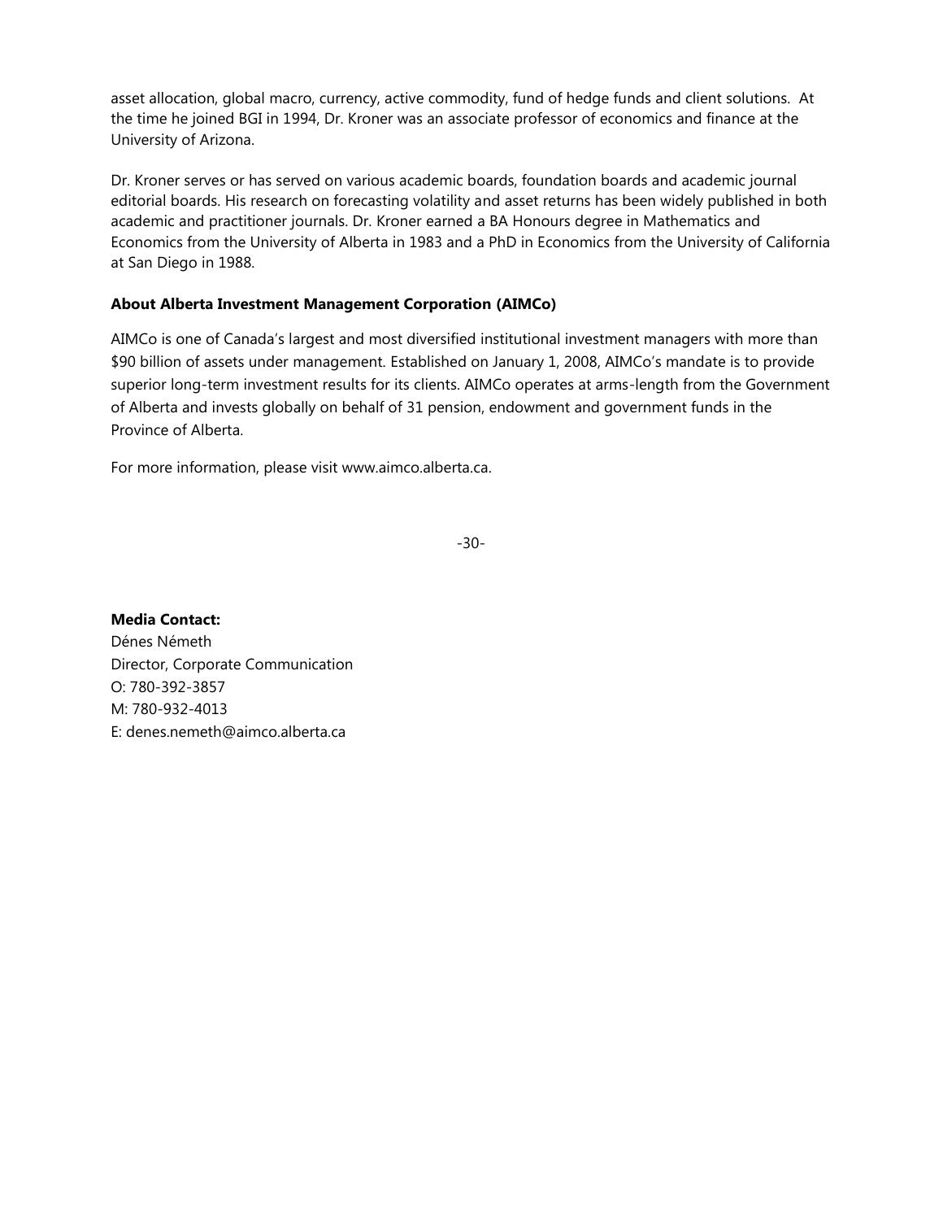asset allocation, global macro, currency, active commodity, fund of hedge funds and client solutions. At the time he joined BGI in 1994, Dr. Kroner was an associate professor of economics and finance at the University of Arizona.

Dr. Kroner serves or has served on various academic boards, foundation boards and academic journal editorial boards. His research on forecasting volatility and asset returns has been widely published in both academic and practitioner journals. Dr. Kroner earned a BA Honours degree in Mathematics and Economics from the University of Alberta in 1983 and a PhD in Economics from the University of California at San Diego in 1988.

**About Alberta Investment Management Corporation (AIMCo)**

AIMCo is one of Canada's largest and most diversified institutional investment managers with more than $90 billion of assets under management. Established on January 1, 2008, AIMCo's mandate is to provide superior long-term investment results for its clients. AIMCo operates at arms-length from the Government of Alberta and invests globally on behalf of 31 pension, endowment and government funds in the Province of Alberta.

For more information, please visit www.aimco.alberta.ca.

-30-

**Media Contact:**
Dénes Németh
Director, Corporate Communication
O: 780-392-3857
M: 780-932-4013
E: denes.nemeth@aimco.alberta.ca